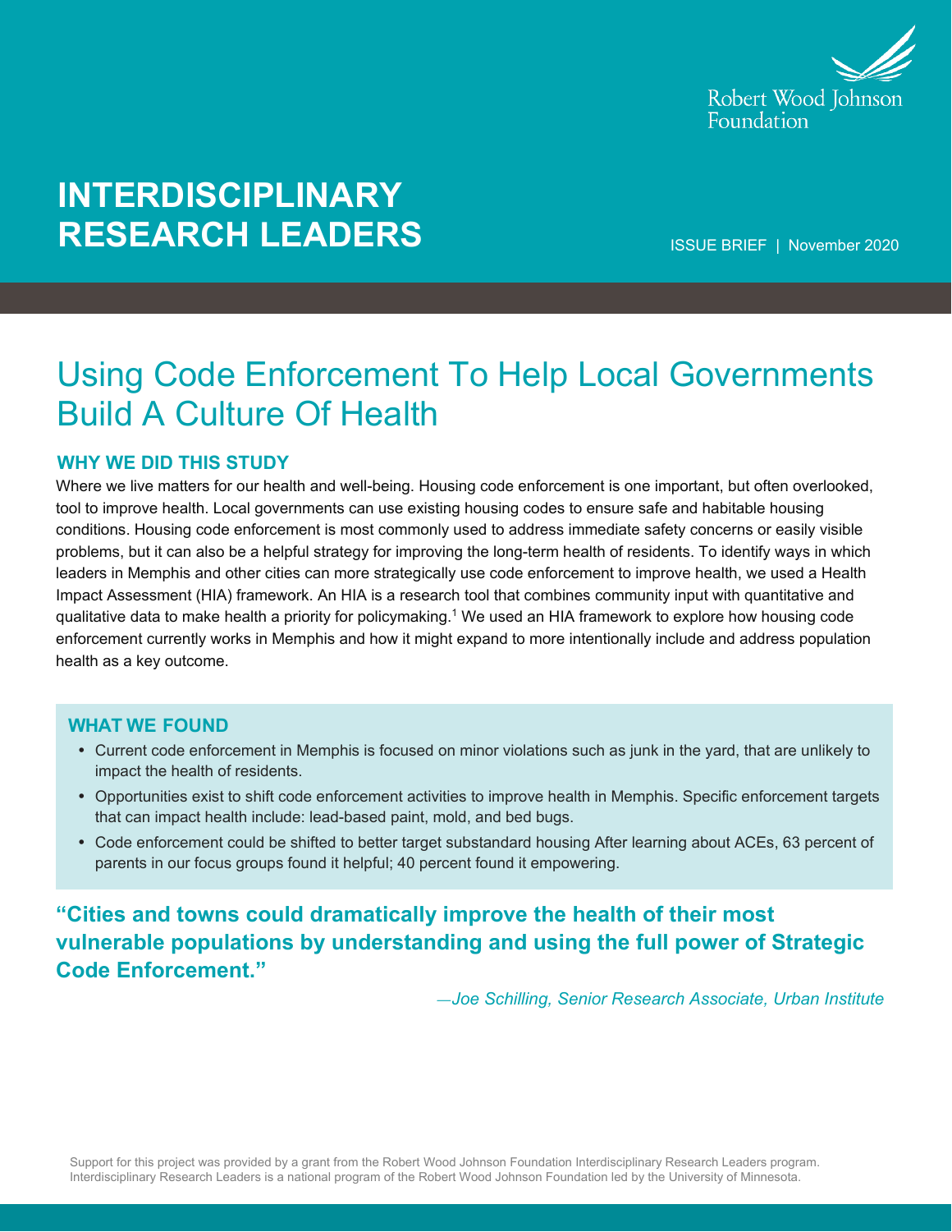Robert Wood Johnson Foundation

# INTERDISCIPLINARY RESEARCH LEADERS

ISSUE BRIEF | November 2020

# Using Code Enforcement To Help Local Governments Build A Culture Of Health

## WHY WE DID THIS STUDY

Where we live matters for our health and well-being. Housing code enforcement is one important, but often overlooked, tool to improve health. Local governments can use existing housing codes to ensure safe and habitable housing conditions. Housing code enforcement is most commonly used to address immediate safety concerns or easily visible problems, but it can also be a helpful strategy for improving the long-term health of residents. To identify ways in which leaders in Memphis and other cities can more strategically use code enforcement to improve health, we used a Health Impact Assessment (HIA) framework. An HIA is a research tool that combines community input with quantitative and qualitative data to make health a priority for policymaking.[1] We used an HIA framework to explore how housing code enforcement currently works in Memphis and how it might expand to more intentionally include and address population health as a key outcome.

## WHAT WE FOUND

- Current code enforcement in Memphis is focused on minor violations such as junk in the yard, that are unlikely to impact the health of residents.
- Opportunities exist to shift code enforcement activities to improve health in Memphis. Specific enforcement targets that can impact health include: lead-based paint, mold, and bed bugs.
- Code enforcement could be shifted to better target substandard housing After learning about ACEs, 63 percent of parents in our focus groups found it helpful; 40 percent found it empowering.

**"Cities and towns could dramatically improve the health of their most vulnerable populations by understanding and using the full power of Strategic Code Enforcement."**

*—Joe Schilling, Senior Research Associate, Urban Institute*

Support for this project was provided by a grant from the Robert Wood Johnson Foundation Interdisciplinary Research Leaders program. Interdisciplinary Research Leaders is a national program of the Robert Wood Johnson Foundation led by the University of Minnesota.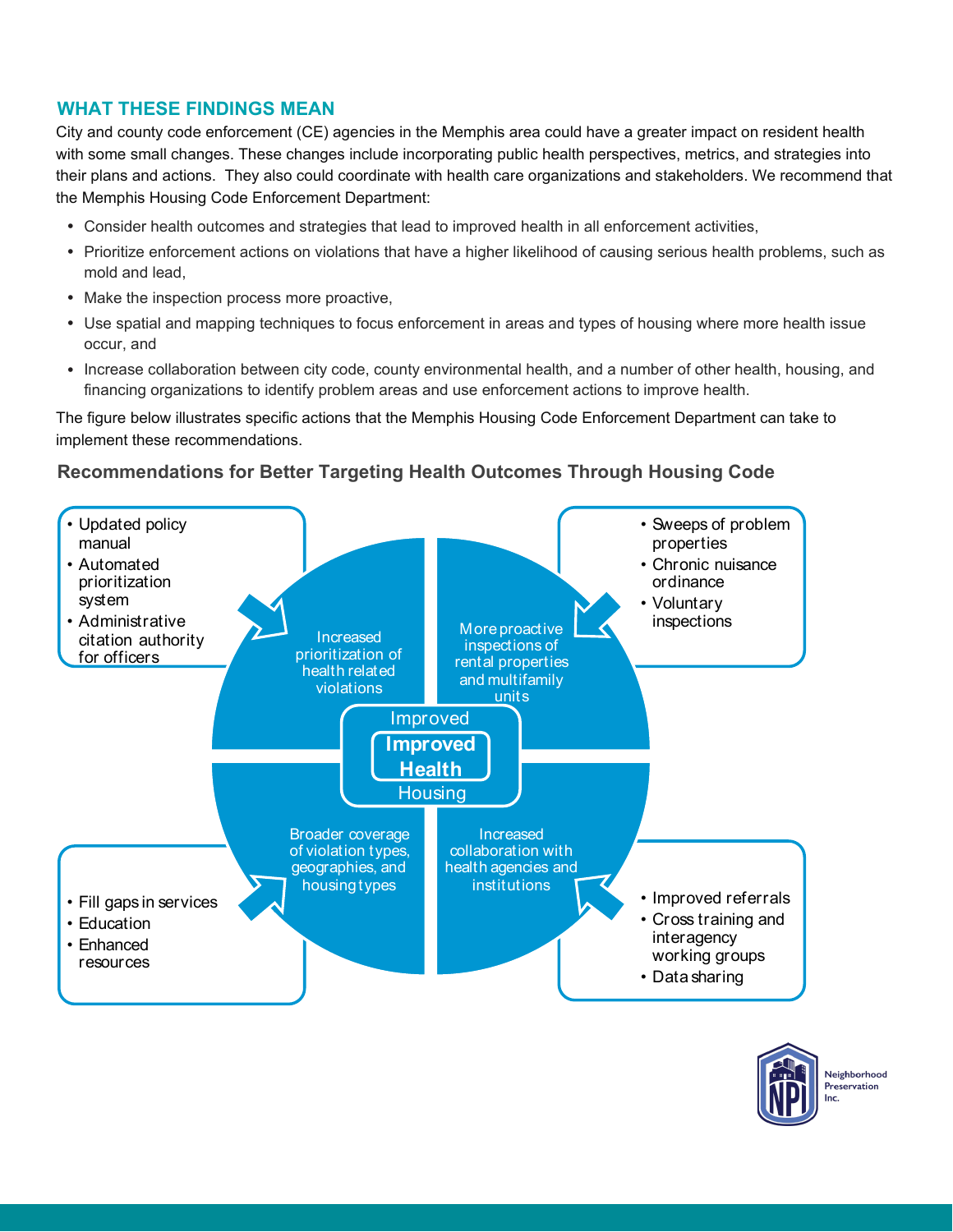## WHAT THESE FINDINGS MEAN

City and county code enforcement (CE) agencies in the Memphis area could have a greater impact on resident health with some small changes. These changes include incorporating public health perspectives, metrics, and strategies into their plans and actions. They also could coordinate with health care organizations and stakeholders. We recommend that the Memphis Housing Code Enforcement Department:

- Consider health outcomes and strategies that lead to improved health in all enforcement activities,
- Prioritize enforcement actions on violations that have a higher likelihood of causing serious health problems, such as mold and lead,
- Make the inspection process more proactive,
- Use spatial and mapping techniques to focus enforcement in areas and types of housing where more health issue occur, and
- Increase collaboration between city code, county environmental health, and a number of other health, housing, and financing organizations to identify problem areas and use enforcement actions to improve health.

The figure below illustrates specific actions that the Memphis Housing Code Enforcement Department can take to implement these recommendations.

### Recommendations for Better Targeting Health Outcomes Through Housing Code

Improved Housing → Improved Health

**Increased prioritization of health related violations**
- Updated policy manual
- Automated prioritization system
- Administrative citation authority for officers

**More proactive inspections of rental properties and multifamily units**
- Sweeps of problem properties
- Chronic nuisance ordinance
- Voluntary inspections

**Broader coverage of violation types, geographies, and housing types**
- Fill gaps in services
- Education
- Enhanced resources

**Increased collaboration with health agencies and institutions**
- Improved referrals
- Cross training and interagency working groups
- Data sharing

Neighborhood Preservation Inc.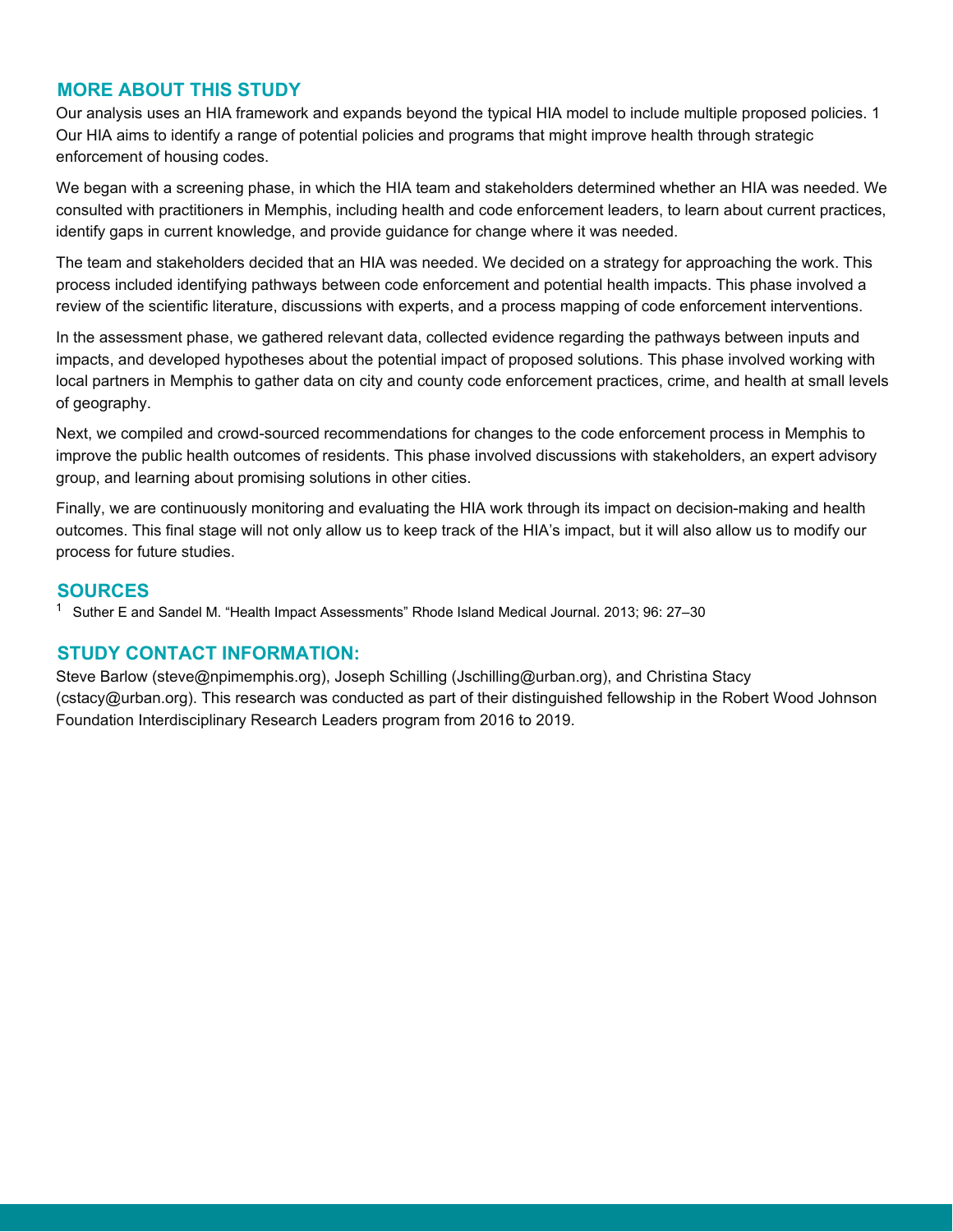## MORE ABOUT THIS STUDY

Our analysis uses an HIA framework and expands beyond the typical HIA model to include multiple proposed policies. 1 Our HIA aims to identify a range of potential policies and programs that might improve health through strategic enforcement of housing codes.

We began with a screening phase, in which the HIA team and stakeholders determined whether an HIA was needed. We consulted with practitioners in Memphis, including health and code enforcement leaders, to learn about current practices, identify gaps in current knowledge, and provide guidance for change where it was needed.

The team and stakeholders decided that an HIA was needed. We decided on a strategy for approaching the work. This process included identifying pathways between code enforcement and potential health impacts. This phase involved a review of the scientific literature, discussions with experts, and a process mapping of code enforcement interventions.

In the assessment phase, we gathered relevant data, collected evidence regarding the pathways between inputs and impacts, and developed hypotheses about the potential impact of proposed solutions. This phase involved working with local partners in Memphis to gather data on city and county code enforcement practices, crime, and health at small levels of geography.

Next, we compiled and crowd-sourced recommendations for changes to the code enforcement process in Memphis to improve the public health outcomes of residents. This phase involved discussions with stakeholders, an expert advisory group, and learning about promising solutions in other cities.

Finally, we are continuously monitoring and evaluating the HIA work through its impact on decision-making and health outcomes. This final stage will not only allow us to keep track of the HIA's impact, but it will also allow us to modify our process for future studies.

## SOURCES

[1] Suther E and Sandel M. "Health Impact Assessments" Rhode Island Medical Journal. 2013; 96: 27–30

## STUDY CONTACT INFORMATION:

Steve Barlow (steve@npimemphis.org), Joseph Schilling (Jschilling@urban.org), and Christina Stacy (cstacy@urban.org). This research was conducted as part of their distinguished fellowship in the Robert Wood Johnson Foundation Interdisciplinary Research Leaders program from 2016 to 2019.